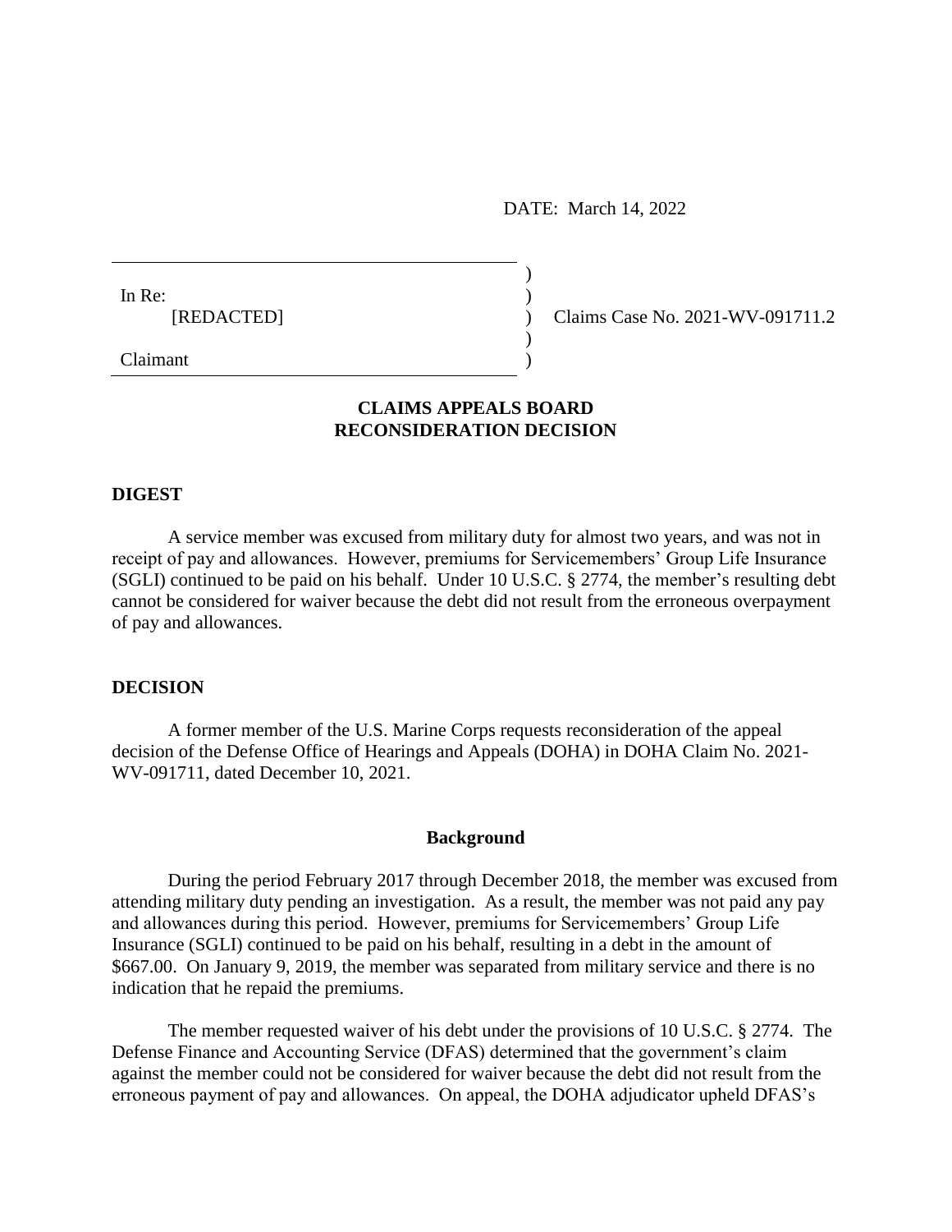DATE: March 14, 2022

| | | |
|---|---|---|
| In Re: [REDACTED] | ) | Claims Case No. 2021-WV-091711.2 |
| Claimant | ) | |

## CLAIMS APPEALS BOARD
## RECONSIDERATION DECISION

### DIGEST

A service member was excused from military duty for almost two years, and was not in receipt of pay and allowances. However, premiums for Servicemembers' Group Life Insurance (SGLI) continued to be paid on his behalf. Under 10 U.S.C. § 2774, the member's resulting debt cannot be considered for waiver because the debt did not result from the erroneous overpayment of pay and allowances.

### DECISION

A former member of the U.S. Marine Corps requests reconsideration of the appeal decision of the Defense Office of Hearings and Appeals (DOHA) in DOHA Claim No. 2021-WV-091711, dated December 10, 2021.

#### Background

During the period February 2017 through December 2018, the member was excused from attending military duty pending an investigation. As a result, the member was not paid any pay and allowances during this period. However, premiums for Servicemembers' Group Life Insurance (SGLI) continued to be paid on his behalf, resulting in a debt in the amount of $667.00. On January 9, 2019, the member was separated from military service and there is no indication that he repaid the premiums.

The member requested waiver of his debt under the provisions of 10 U.S.C. § 2774. The Defense Finance and Accounting Service (DFAS) determined that the government's claim against the member could not be considered for waiver because the debt did not result from the erroneous payment of pay and allowances. On appeal, the DOHA adjudicator upheld DFAS's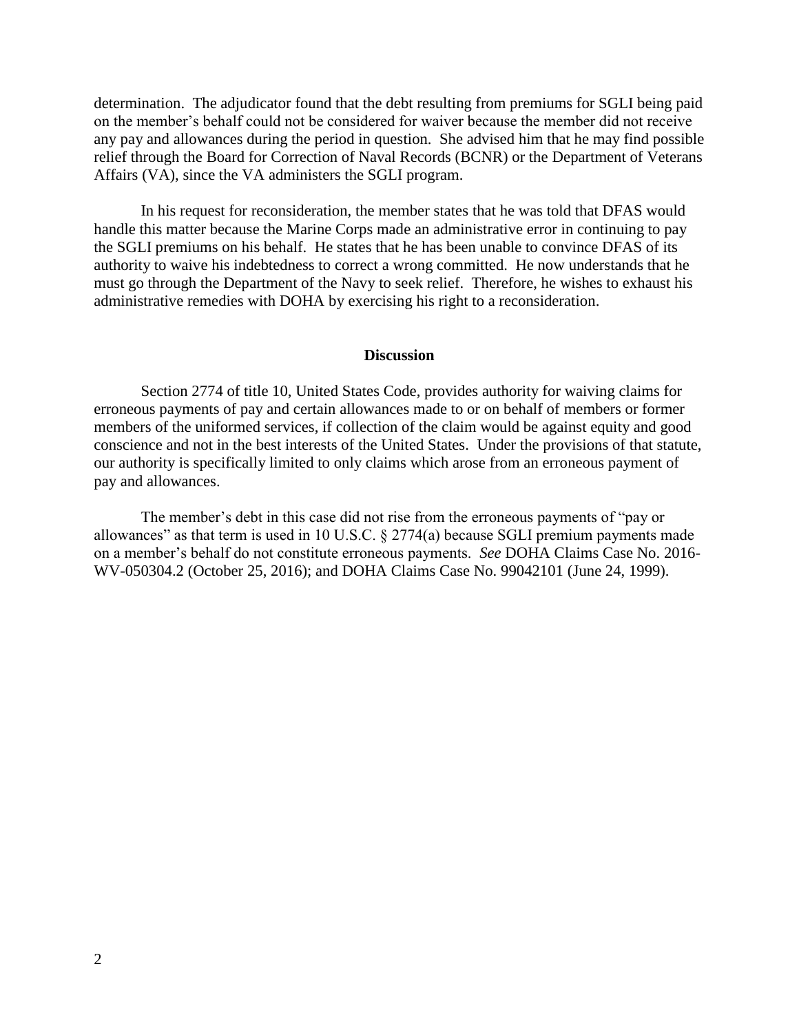determination. The adjudicator found that the debt resulting from premiums for SGLI being paid on the member's behalf could not be considered for waiver because the member did not receive any pay and allowances during the period in question. She advised him that he may find possible relief through the Board for Correction of Naval Records (BCNR) or the Department of Veterans Affairs (VA), since the VA administers the SGLI program.

In his request for reconsideration, the member states that he was told that DFAS would handle this matter because the Marine Corps made an administrative error in continuing to pay the SGLI premiums on his behalf. He states that he has been unable to convince DFAS of its authority to waive his indebtedness to correct a wrong committed. He now understands that he must go through the Department of the Navy to seek relief. Therefore, he wishes to exhaust his administrative remedies with DOHA by exercising his right to a reconsideration.

## Discussion

Section 2774 of title 10, United States Code, provides authority for waiving claims for erroneous payments of pay and certain allowances made to or on behalf of members or former members of the uniformed services, if collection of the claim would be against equity and good conscience and not in the best interests of the United States. Under the provisions of that statute, our authority is specifically limited to only claims which arose from an erroneous payment of pay and allowances.

The member's debt in this case did not rise from the erroneous payments of "pay or allowances" as that term is used in 10 U.S.C. § 2774(a) because SGLI premium payments made on a member's behalf do not constitute erroneous payments. *See* DOHA Claims Case No. 2016-WV-050304.2 (October 25, 2016); and DOHA Claims Case No. 99042101 (June 24, 1999).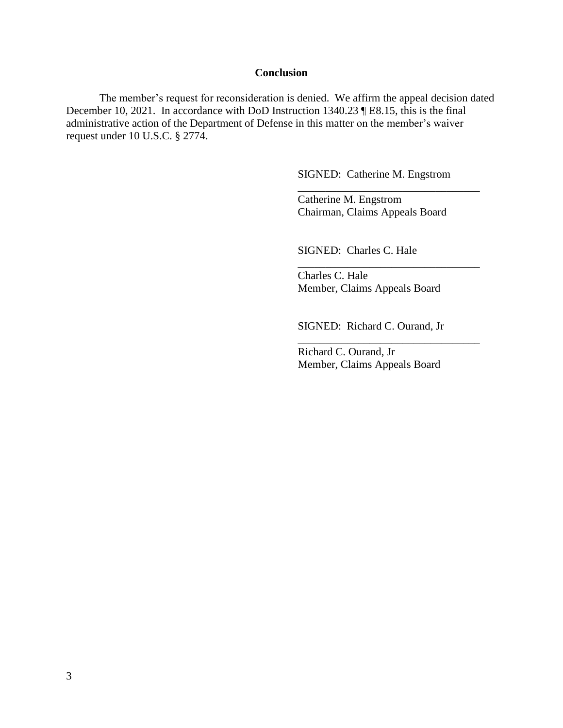## Conclusion

The member's request for reconsideration is denied. We affirm the appeal decision dated December 10, 2021. In accordance with DoD Instruction 1340.23 ¶ E8.15, this is the final administrative action of the Department of Defense in this matter on the member's waiver request under 10 U.S.C. § 2774.

SIGNED: Catherine M. Engstrom

\_\_\_\_\_\_\_\_\_\_\_\_\_\_\_\_\_\_\_\_\_\_\_\_\_\_\_\_\_\_\_\_\_\_

Catherine M. Engstrom
Chairman, Claims Appeals Board

SIGNED: Charles C. Hale

\_\_\_\_\_\_\_\_\_\_\_\_\_\_\_\_\_\_\_\_\_\_\_\_\_\_\_\_\_\_\_\_\_\_

Charles C. Hale
Member, Claims Appeals Board

SIGNED: Richard C. Ourand, Jr

\_\_\_\_\_\_\_\_\_\_\_\_\_\_\_\_\_\_\_\_\_\_\_\_\_\_\_\_\_\_\_\_\_\_

Richard C. Ourand, Jr
Member, Claims Appeals Board